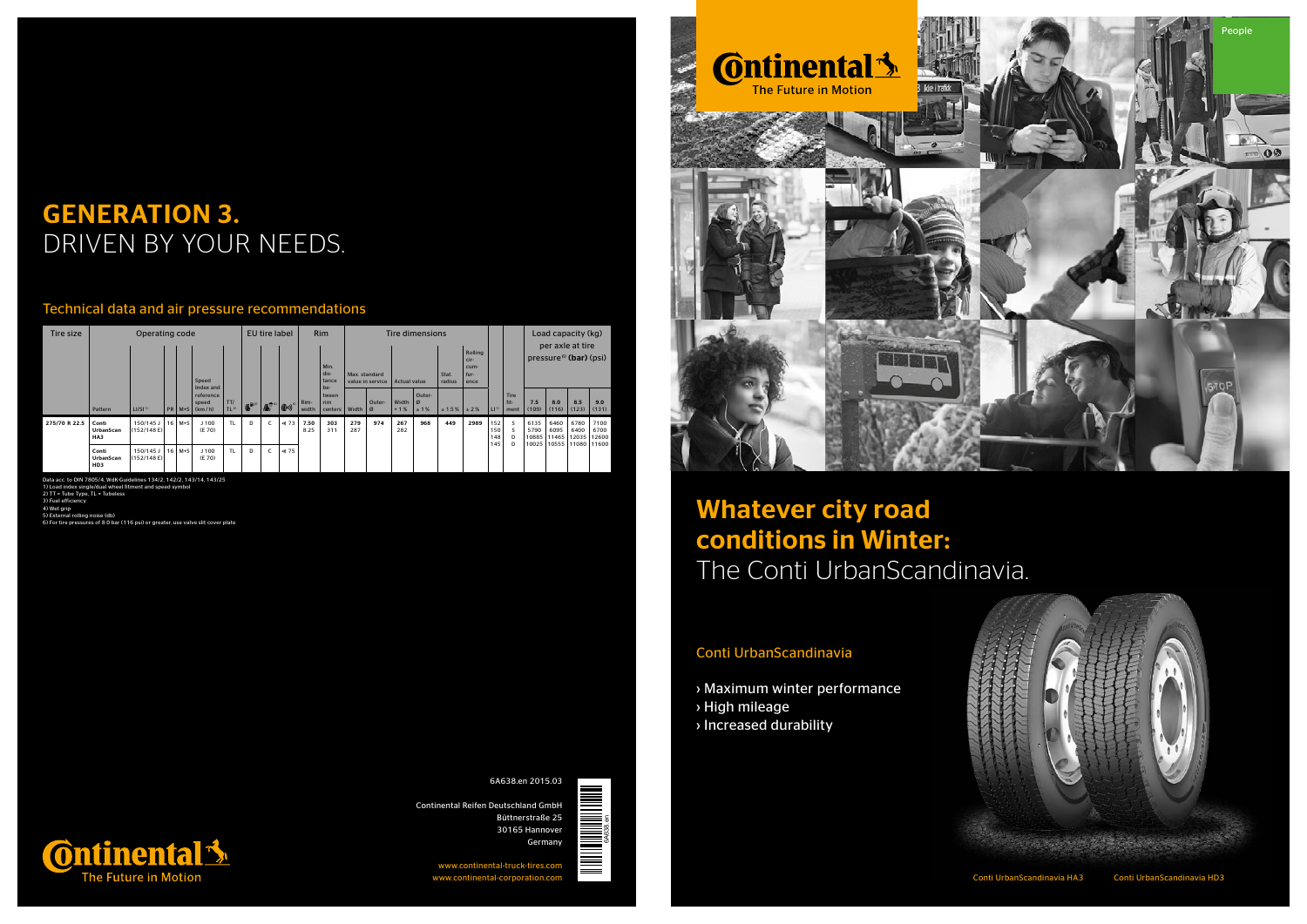# GENERATION 3.
DRIVEN BY YOUR NEEDS.

## Technical data and air pressure recommendations

| Tire size | Operating code | | | | | | EU tire label | | | Rim | | Tire dimensions | | | | | | | | Tire fit-ment | Load capacity (kg) per axle at tire pressure[6] (bar) (psi) | | | |
|---|---|---|---|---|---|---|---|---|---|---|---|---|---|---|---|---|---|---|---|---|---|---|---|---|
| | Pattern | LI/SI[1] | PR | M+S | Speed index and reference speed (km/h) | TT/TL[2] | [3] | [4] | [5] | Rim-width | Min. distance between rim centers | Max. standard value in service Width | Max. standard value in service Outer-Ø | Actual value Width ± 1% | Actual value Outer-Ø ± 1% | Stat. radius ± 1.5% | Rolling circumference ± 2% | LI[1] | | | 7.5 (109) | 8.0 (116) | 8.5 (123) | 9.0 (131) |
| 275/70 R 22.5 | Conti UrbanScan HA3 | 150/145 J (152/148 E) | 16 | M+S | J 100 (E 70) | TL | D | C | 73 | 7.50 8.25 | 303 311 | 279 287 | 974 | 267 282 | 968 | 449 | 2989 | 152 150 148 145 | S S D D | | 6135 5790 10885 10025 | 6460 6095 11465 10555 | 6780 6400 12035 11080 | 7100 6700 12600 11600 |
| | Conti UrbanScan HD3 | 150/145 J (152/148 E) | 16 | M+S | J 100 (E 70) | TL | D | C | 75 | | | | | | | | | | | | | | | |

Data acc. to DIN 7805/4, WdK Guidelines 134/2, 142/2, 143/14, 143/25
1) Load index single/dual wheel fitment and speed symbol
2) TT = Tube Type, TL = Tubeless
3) Fuel efficiency
4) Wet grip
5) External rolling noise (db)
6) For tire pressures of 8.0 bar (116 psi) or greater, use valve slit cover plate

6A638.en 2015.03

Continental Reifen Deutschland GmbH
Büttnerstraße 25
30165 Hannover
Germany

www.continental-truck-tires.com
www.continental-corporation.com

Continental
The Future in Motion

People

# Whatever city road conditions in Winter:
The Conti UrbanScandinavia.

## Conti UrbanScandinavia

› Maximum winter performance
› High mileage
› Increased durability

Conti UrbanScandinavia HA3 Conti UrbanScandinavia HD3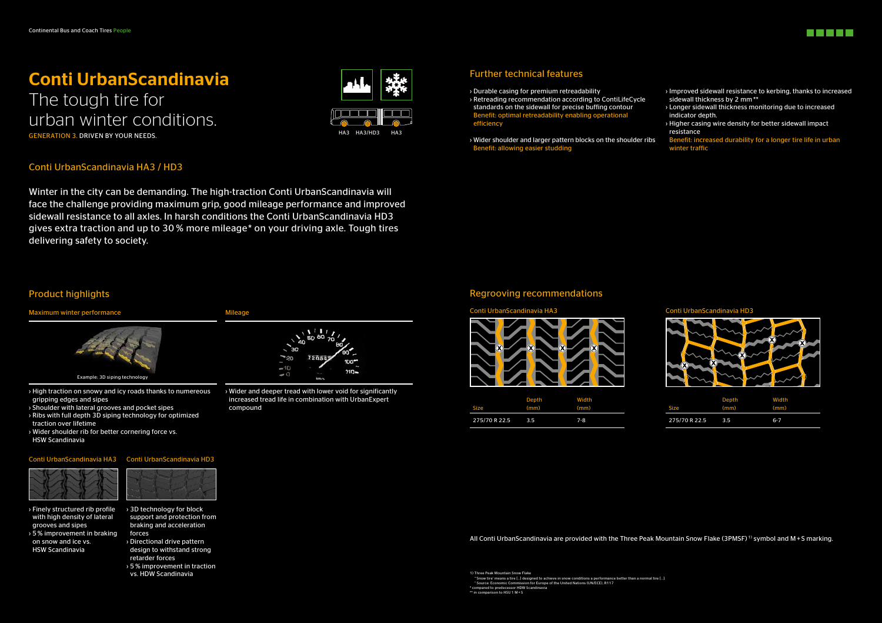# Conti UrbanScandinavia

The tough tire for urban winter conditions.

GENERATION 3. DRIVEN BY YOUR NEEDS.

HA3 HA3/HD3 HA3

## Conti UrbanScandinavia HA3 / HD3

Winter in the city can be demanding. The high-traction Conti UrbanScandinavia will face the challenge providing maximum grip, good mileage performance and improved sidewall resistance to all axles. In harsh conditions the Conti UrbanScandinavia HD3 gives extra traction and up to 30 % more mileage* on your driving axle. Tough tires delivering safety to society.

## Product highlights

### Maximum winter performance

Example: 3D siping technology

- High traction on snowy and icy roads thanks to numerous gripping edges and sipes
- Shoulder with lateral grooves and pocket sipes
- Ribs with full depth 3D siping technology for optimized traction over lifetime
- Wider shoulder rib for better cornering force vs. HSW Scandinavia

### Mileage

- Wider and deeper tread with lower void for significantly increased tread life in combination with UrbanExpert compound

#### Conti UrbanScandinavia HA3

- Finely structured rib profile with high density of lateral grooves and sipes
- 5 % improvement in braking on snow and ice vs. HSW Scandinavia

#### Conti UrbanScandinavia HD3

- 3D technology for block support and protection from braking and acceleration forces
- Directional drive pattern design to withstand strong retarder forces
- 5 % improvement in traction vs. HDW Scandinavia

## Further technical features

- Durable casing for premium retreadability
- Retreading recommendation according to ContiLifeCycle standards on the sidewall for precise buffing contour
  Benefit: optimal retreadability enabling operational efficiency
- Wider shoulder and larger pattern blocks on the shoulder ribs
  Benefit: allowing easier studding
- Improved sidewall resistance to kerbing, thanks to increased sidewall thickness by 2 mm **
- Longer sidewall thickness monitoring due to increased indicator depth.
- Higher casing wire density for better sidewall impact resistance
  Benefit: increased durability for a longer tire life in urban winter traffic

## Regrooving recommendations

### Conti UrbanScandinavia HA3

| Size | Depth (mm) | Width (mm) |
|---|---|---|
| 275/70 R 22.5 | 3.5 | 7-8 |

### Conti UrbanScandinavia HD3

| Size | Depth (mm) | Width (mm) |
|---|---|---|
| 275/70 R 22.5 | 3.5 | 6-7 |

All Conti UrbanScandinavia are provided with the Three Peak Mountain Snow Flake (3PMSF) [1] symbol and M + S marking.

1) Three Peak Mountain Snow Flake
"Snow tire' means a tire [...] designed to achieve in snow conditions a performance better than a normal tire [...]
Source: Economic Commission for Europe of the United Nations (UN/ECE), R117

\* compared to predecessor HDW Scandinavia

\*\* in comparison to HSU 1 M + S